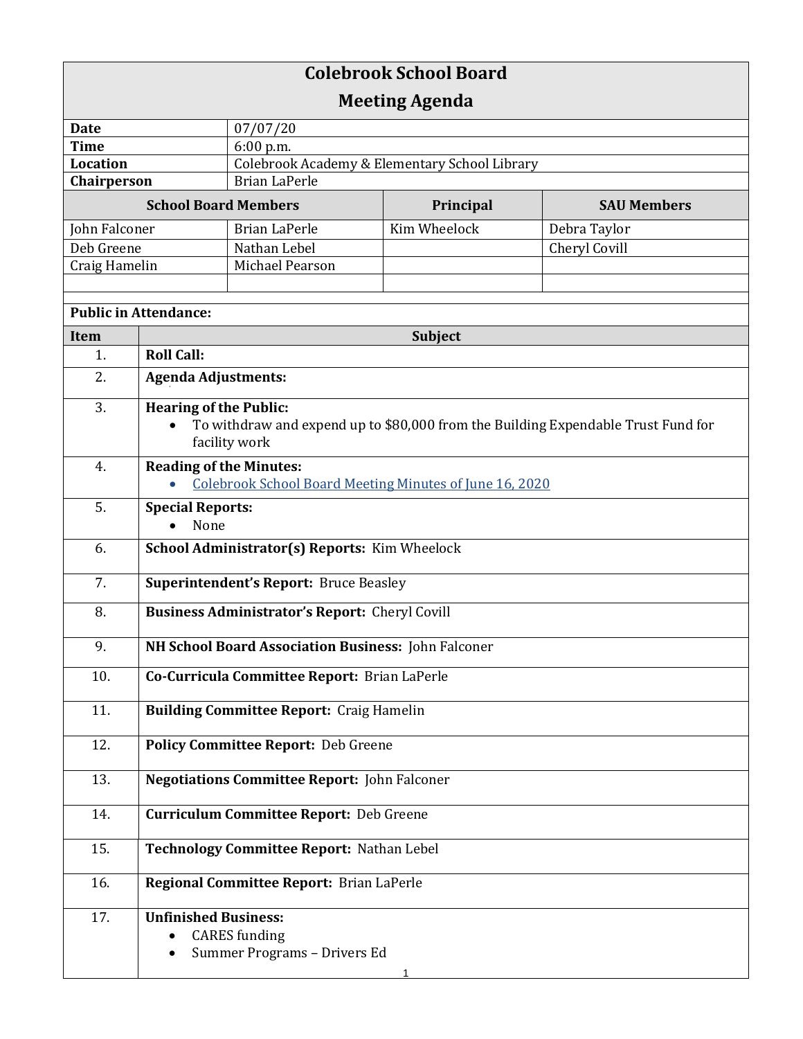# Colebrook School Board
## Meeting Agenda

| | |
|---|---|
| **Date** | 07/07/20 |
| **Time** | 6:00 p.m. |
| **Location** | Colebrook Academy & Elementary School Library |
| **Chairperson** | Brian LaPerle |

| **School Board Members** | | **Principal** | **SAU Members** |
|---|---|---|---|
| John Falconer | Brian LaPerle | Kim Wheelock | Debra Taylor |
| Deb Greene | Nathan Lebel | | Cheryl Covill |
| Craig Hamelin | Michael Pearson | | |
| | | | |

**Public in Attendance:**

| Item | Subject |
|---|---|
| 1. | **Roll Call:** |
| 2. | **Agenda Adjustments:** |
| 3. | **Hearing of the Public:** <br>• To withdraw and expend up to $80,000 from the Building Expendable Trust Fund for facility work |
| 4. | **Reading of the Minutes:** <br>• Colebrook School Board Meeting Minutes of June 16, 2020 |
| 5. | **Special Reports:** <br>• None |
| 6. | **School Administrator(s) Reports:** Kim Wheelock |
| 7. | **Superintendent's Report:** Bruce Beasley |
| 8. | **Business Administrator's Report:** Cheryl Covill |
| 9. | **NH School Board Association Business:** John Falconer |
| 10. | **Co-Curricula Committee Report:** Brian LaPerle |
| 11. | **Building Committee Report:** Craig Hamelin |
| 12. | **Policy Committee Report:** Deb Greene |
| 13. | **Negotiations Committee Report:** John Falconer |
| 14. | **Curriculum Committee Report:** Deb Greene |
| 15. | **Technology Committee Report:** Nathan Lebel |
| 16. | **Regional Committee Report:** Brian LaPerle |
| 17. | **Unfinished Business:** <br>• CARES funding <br>• Summer Programs – Drivers Ed |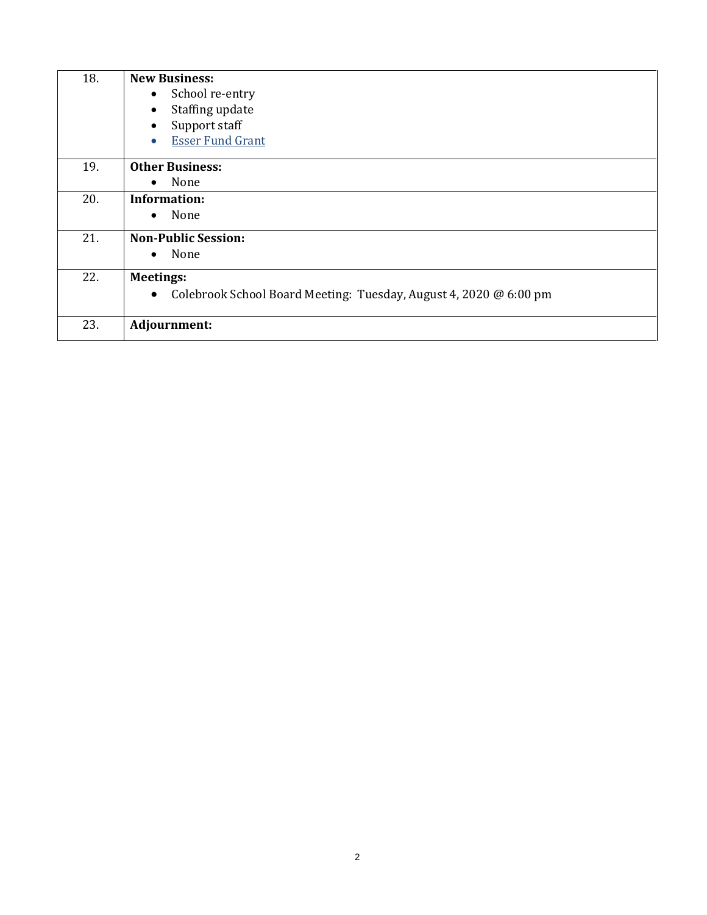| | |
|---|---|
| 18. | **New Business:**<br>• School re-entry<br>• Staffing update<br>• Support staff<br>• Esser Fund Grant |
| 19. | **Other Business:**<br>• None |
| 20. | **Information:**<br>• None |
| 21. | **Non-Public Session:**<br>• None |
| 22. | **Meetings:**<br>• Colebrook School Board Meeting: Tuesday, August 4, 2020 @ 6:00 pm |
| 23. | **Adjournment:** |